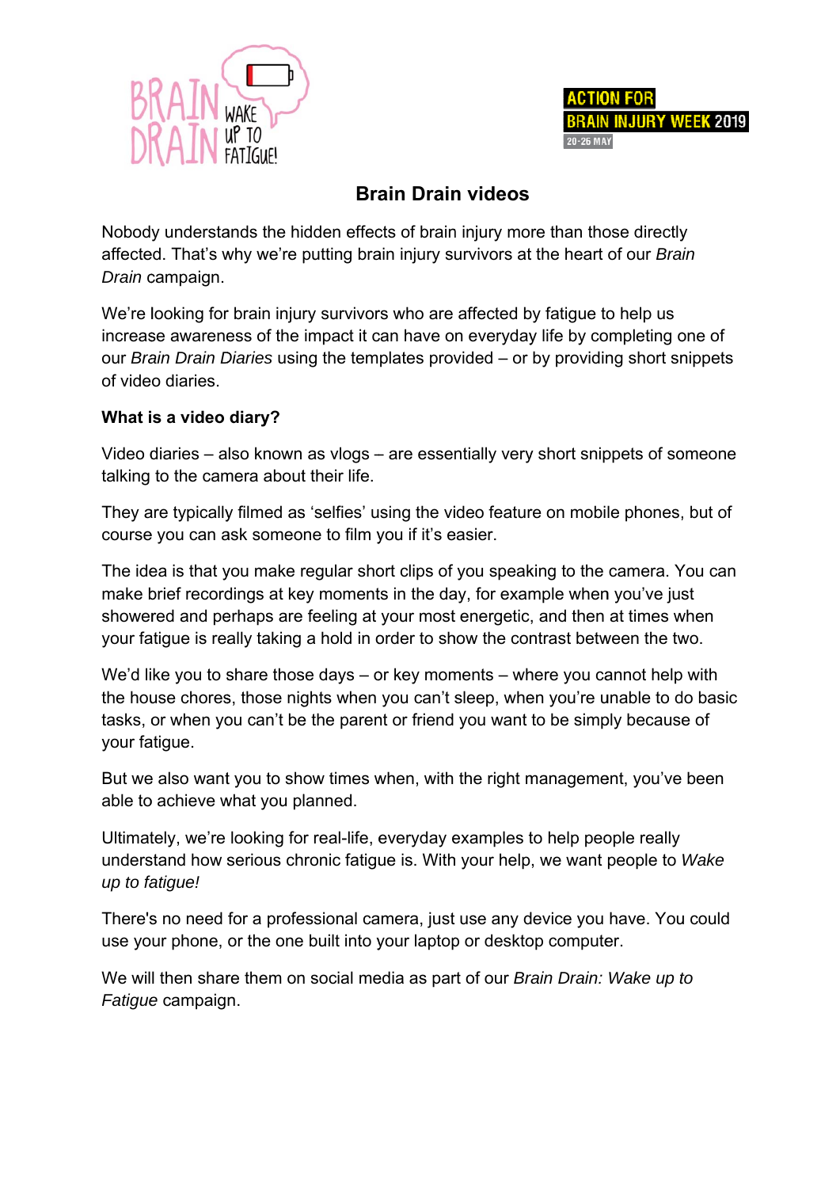BRAIN DRAIN WAKE UP TO FATIGUE!

ACTION FOR BRAIN INJURY WEEK 2019
20-26 MAY

# Brain Drain videos

Nobody understands the hidden effects of brain injury more than those directly affected. That's why we're putting brain injury survivors at the heart of our *Brain Drain* campaign.

We're looking for brain injury survivors who are affected by fatigue to help us increase awareness of the impact it can have on everyday life by completing one of our *Brain Drain Diaries* using the templates provided – or by providing short snippets of video diaries.

**What is a video diary?**

Video diaries – also known as vlogs – are essentially very short snippets of someone talking to the camera about their life.

They are typically filmed as 'selfies' using the video feature on mobile phones, but of course you can ask someone to film you if it's easier.

The idea is that you make regular short clips of you speaking to the camera. You can make brief recordings at key moments in the day, for example when you've just showered and perhaps are feeling at your most energetic, and then at times when your fatigue is really taking a hold in order to show the contrast between the two.

We'd like you to share those days – or key moments – where you cannot help with the house chores, those nights when you can't sleep, when you're unable to do basic tasks, or when you can't be the parent or friend you want to be simply because of your fatigue.

But we also want you to show times when, with the right management, you've been able to achieve what you planned.

Ultimately, we're looking for real-life, everyday examples to help people really understand how serious chronic fatigue is. With your help, we want people to *Wake up to fatigue!*

There's no need for a professional camera, just use any device you have. You could use your phone, or the one built into your laptop or desktop computer.

We will then share them on social media as part of our *Brain Drain: Wake up to Fatigue* campaign.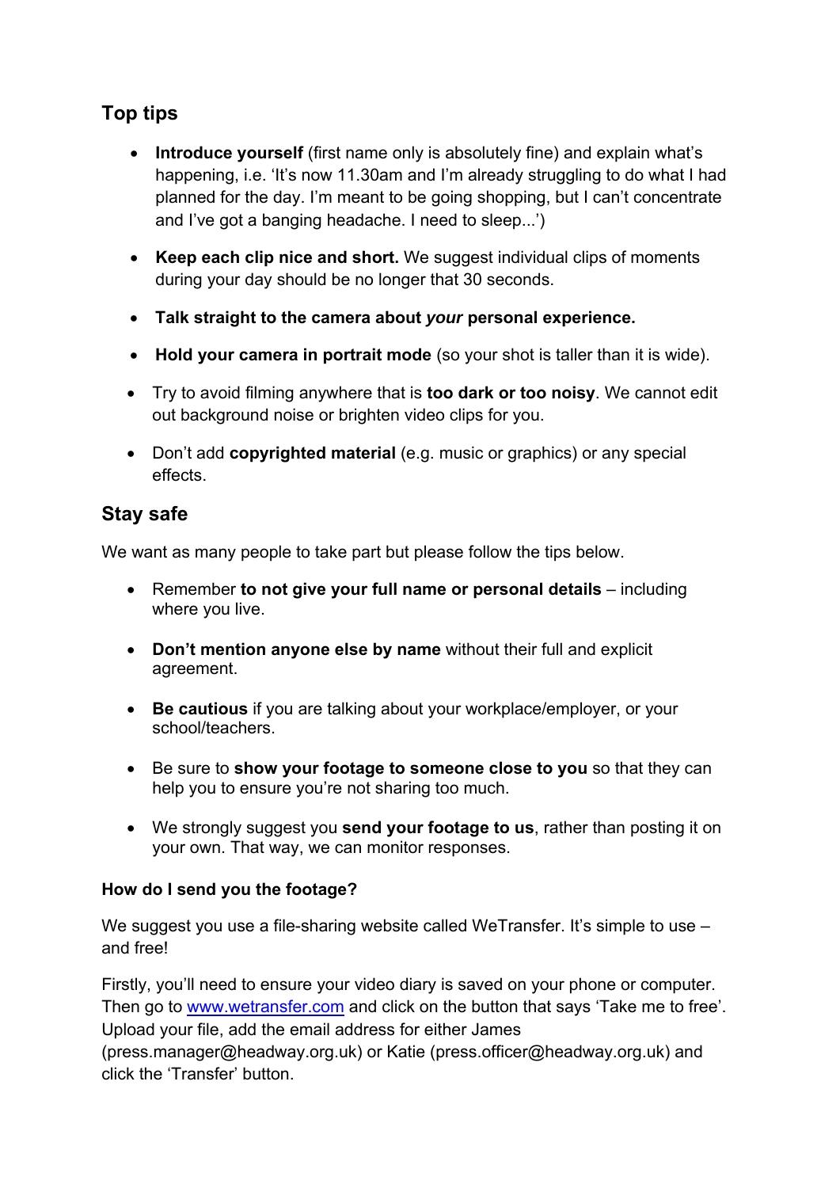## Top tips

- **Introduce yourself** (first name only is absolutely fine) and explain what's happening, i.e. 'It's now 11.30am and I'm already struggling to do what I had planned for the day. I'm meant to be going shopping, but I can't concentrate and I've got a banging headache. I need to sleep...')

- **Keep each clip nice and short.** We suggest individual clips of moments during your day should be no longer that 30 seconds.

- **Talk straight to the camera about *your* personal experience.**

- **Hold your camera in portrait mode** (so your shot is taller than it is wide).

- Try to avoid filming anywhere that is **too dark or too noisy**. We cannot edit out background noise or brighten video clips for you.

- Don't add **copyrighted material** (e.g. music or graphics) or any special effects.

## Stay safe

We want as many people to take part but please follow the tips below.

- Remember **to not give your full name or personal details** – including where you live.

- **Don't mention anyone else by name** without their full and explicit agreement.

- **Be cautious** if you are talking about your workplace/employer, or your school/teachers.

- Be sure to **show your footage to someone close to you** so that they can help you to ensure you're not sharing too much.

- We strongly suggest you **send your footage to us**, rather than posting it on your own. That way, we can monitor responses.

### How do I send you the footage?

We suggest you use a file-sharing website called WeTransfer. It's simple to use – and free!

Firstly, you'll need to ensure your video diary is saved on your phone or computer. Then go to [www.wetransfer.com](http://www.wetransfer.com) and click on the button that says 'Take me to free'. Upload your file, add the email address for either James (press.manager@headway.org.uk) or Katie (press.officer@headway.org.uk) and click the 'Transfer' button.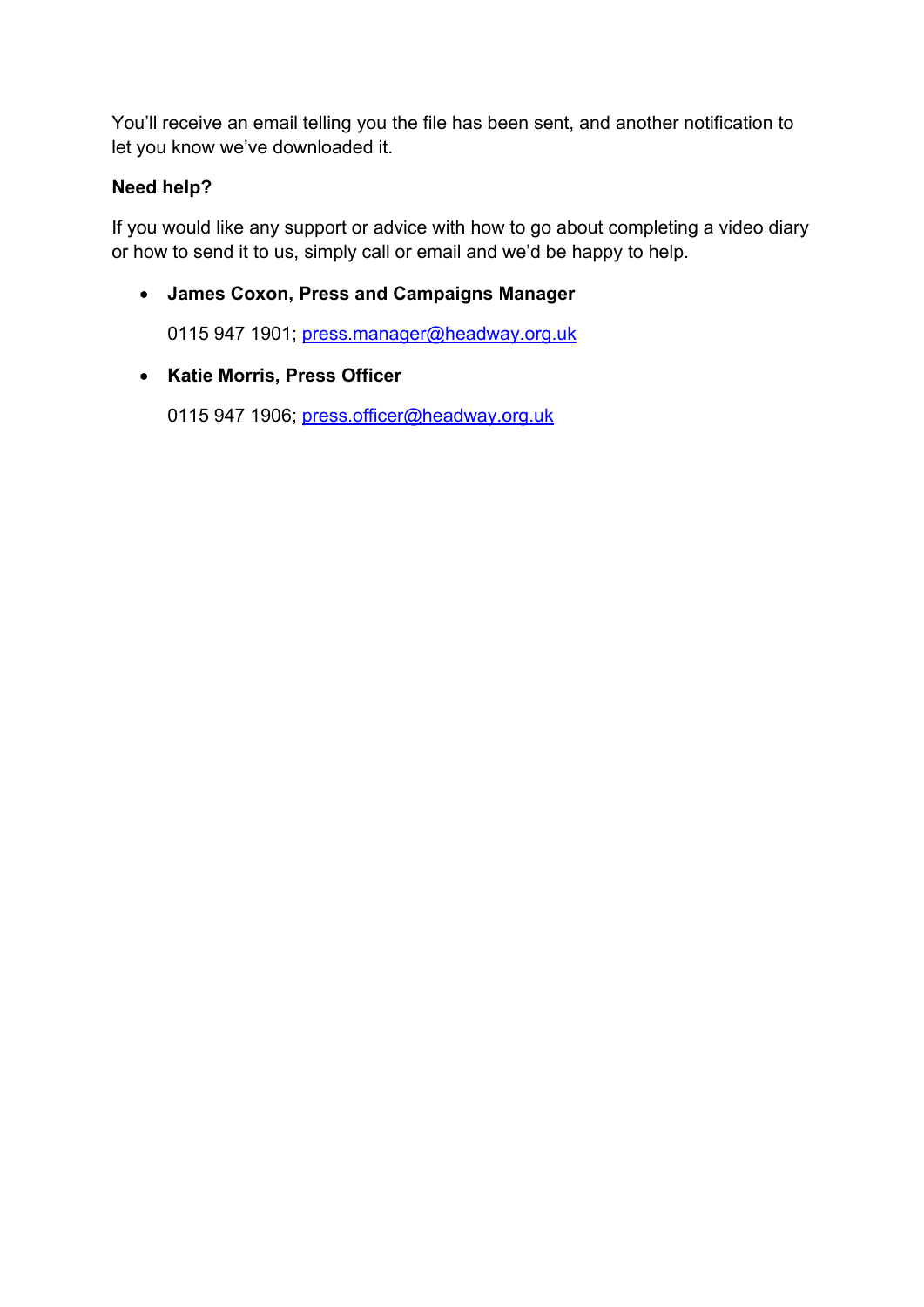You'll receive an email telling you the file has been sent, and another notification to let you know we've downloaded it.

**Need help?**

If you would like any support or advice with how to go about completing a video diary or how to send it to us, simply call or email and we'd be happy to help.

- **James Coxon, Press and Campaigns Manager**

  0115 947 1901; press.manager@headway.org.uk

- **Katie Morris, Press Officer**

  0115 947 1906; press.officer@headway.org.uk